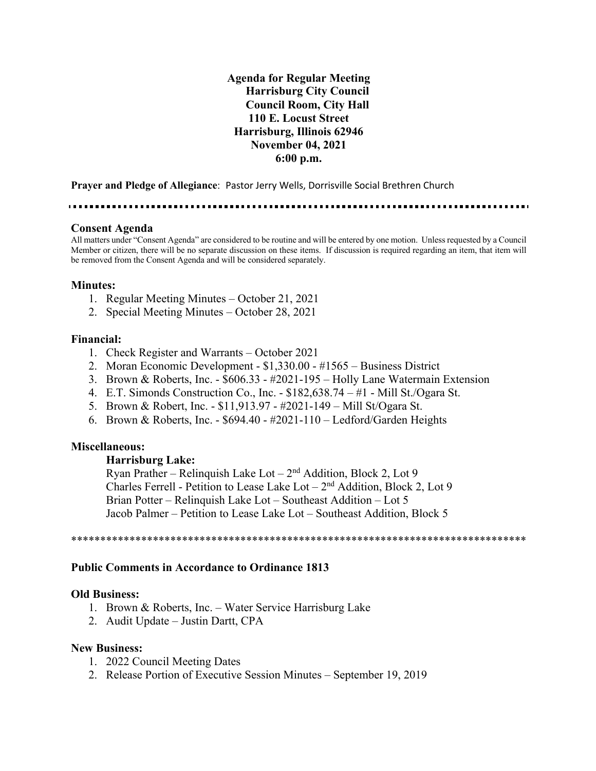**Agenda for Regular Meeting**
**Harrisburg City Council**
**Council Room, City Hall**
**110 E. Locust Street**
**Harrisburg, Illinois 62946**
**November 04, 2021**
**6:00 p.m.**

**Prayer and Pledge of Allegiance**: Pastor Jerry Wells, Dorrisville Social Brethren Church

---

### Consent Agenda

All matters under "Consent Agenda" are considered to be routine and will be entered by one motion. Unless requested by a Council Member or citizen, there will be no separate discussion on these items. If discussion is required regarding an item, that item will be removed from the Consent Agenda and will be considered separately.

### Minutes:

1. Regular Meeting Minutes – October 21, 2021
2. Special Meeting Minutes – October 28, 2021

### Financial:

1. Check Register and Warrants – October 2021
2. Moran Economic Development - $1,330.00 - #1565 – Business District
3. Brown & Roberts, Inc. - $606.33 - #2021-195 – Holly Lane Watermain Extension
4. E.T. Simonds Construction Co., Inc. - $182,638.74 – #1 - Mill St./Ogara St.
5. Brown & Robert, Inc. - $11,913.97 - #2021-149 – Mill St/Ogara St.
6. Brown & Roberts, Inc. - $694.40 - #2021-110 – Ledford/Garden Heights

### Miscellaneous:

**Harrisburg Lake:**

Ryan Prather – Relinquish Lake Lot – 2nd Addition, Block 2, Lot 9
Charles Ferrell - Petition to Lease Lake Lot – 2nd Addition, Block 2, Lot 9
Brian Potter – Relinquish Lake Lot – Southeast Addition – Lot 5
Jacob Palmer – Petition to Lease Lake Lot – Southeast Addition, Block 5

********************************************************************************

### Public Comments in Accordance to Ordinance 1813

### Old Business:

1. Brown & Roberts, Inc. – Water Service Harrisburg Lake
2. Audit Update – Justin Dartt, CPA

### New Business:

1. 2022 Council Meeting Dates
2. Release Portion of Executive Session Minutes – September 19, 2019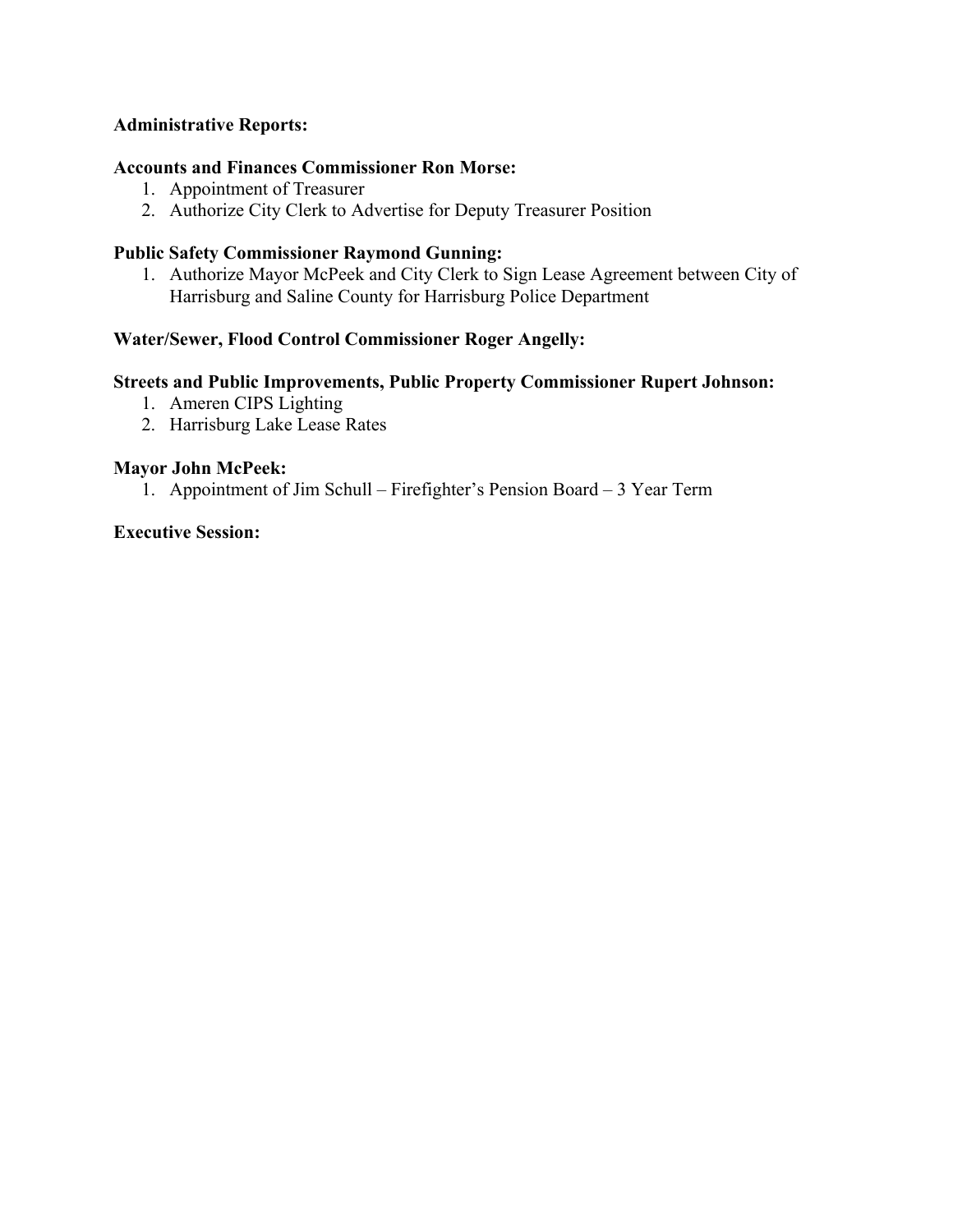**Administrative Reports:**

**Accounts and Finances Commissioner Ron Morse:**

1. Appointment of Treasurer
2. Authorize City Clerk to Advertise for Deputy Treasurer Position

**Public Safety Commissioner Raymond Gunning:**

1. Authorize Mayor McPeek and City Clerk to Sign Lease Agreement between City of Harrisburg and Saline County for Harrisburg Police Department

**Water/Sewer, Flood Control Commissioner Roger Angelly:**

**Streets and Public Improvements, Public Property Commissioner Rupert Johnson:**

1. Ameren CIPS Lighting
2. Harrisburg Lake Lease Rates

**Mayor John McPeek:**

1. Appointment of Jim Schull – Firefighter's Pension Board – 3 Year Term

**Executive Session:**